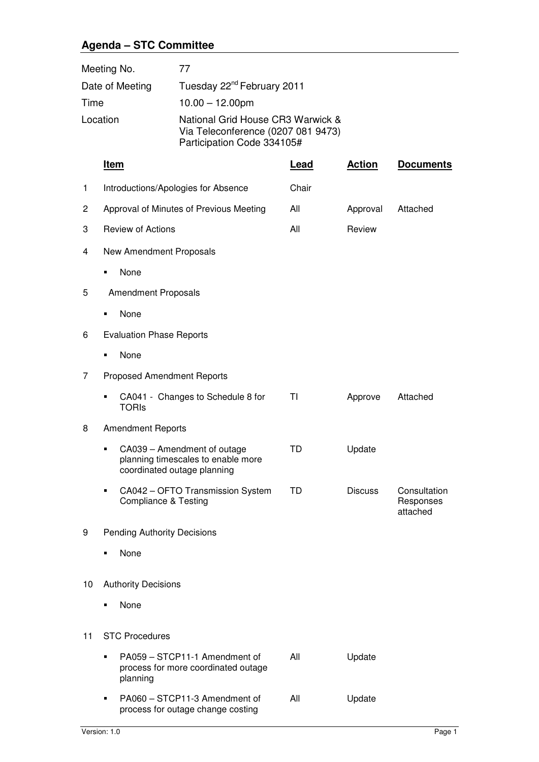## Agenda – STC Committee

| | |
|---|---|
| Meeting No. | 77 |
| Date of Meeting | Tuesday 22nd February 2011 |
| Time | 10.00 – 12.00pm |
| Location | National Grid House CR3 Warwick & Via Teleconference (0207 081 9473) Participation Code 334105# |

| | **Item** | **Lead** | **Action** | **Documents** |
|---|---|---|---|---|
| 1 | Introductions/Apologies for Absence | Chair | | |
| 2 | Approval of Minutes of Previous Meeting | All | Approval | Attached |
| 3 | Review of Actions | All | Review | |
| 4 | New Amendment Proposals | | | |
| | ▪ None | | | |
| 5 | Amendment Proposals | | | |
| | ▪ None | | | |
| 6 | Evaluation Phase Reports | | | |
| | ▪ None | | | |
| 7 | Proposed Amendment Reports | | | |
| | ▪ CA041 - Changes to Schedule 8 for TORIs | TI | Approve | Attached |
| 8 | Amendment Reports | | | |
| | ▪ CA039 – Amendment of outage planning timescales to enable more coordinated outage planning | TD | Update | |
| | ▪ CA042 – OFTO Transmission System Compliance & Testing | TD | Discuss | Consultation Responses attached |
| 9 | Pending Authority Decisions | | | |
| | ▪ None | | | |
| 10 | Authority Decisions | | | |
| | ▪ None | | | |
| 11 | STC Procedures | | | |
| | ▪ PA059 – STCP11-1 Amendment of process for more coordinated outage planning | All | Update | |
| | ▪ PA060 – STCP11-3 Amendment of process for outage change costing | All | Update | |

Version: 1.0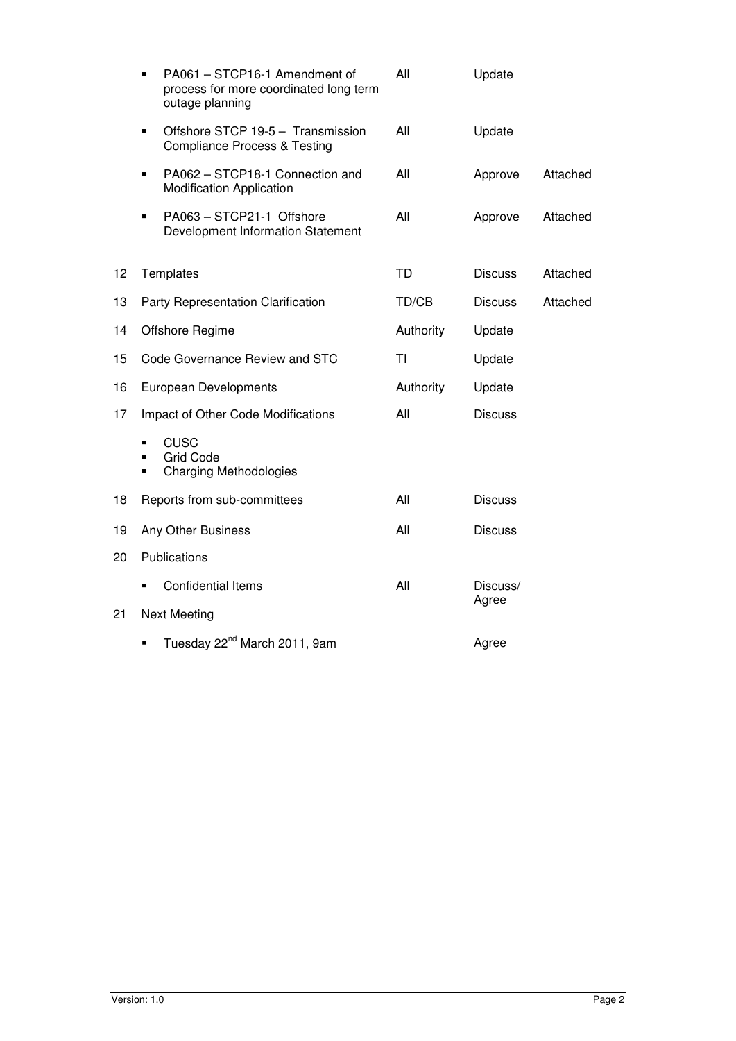| | | | | |
|---|---|---|---|---|
| | ▪ PA061 – STCP16-1 Amendment of process for more coordinated long term outage planning | All | Update | |
| | ▪ Offshore STCP 19-5 – Transmission Compliance Process & Testing | All | Update | |
| | ▪ PA062 – STCP18-1 Connection and Modification Application | All | Approve | Attached |
| | ▪ PA063 – STCP21-1 Offshore Development Information Statement | All | Approve | Attached |
| 12 | Templates | TD | Discuss | Attached |
| 13 | Party Representation Clarification | TD/CB | Discuss | Attached |
| 14 | Offshore Regime | Authority | Update | |
| 15 | Code Governance Review and STC | TI | Update | |
| 16 | European Developments | Authority | Update | |
| 17 | Impact of Other Code Modifications<br>▪ CUSC<br>▪ Grid Code<br>▪ Charging Methodologies | All | Discuss | |
| 18 | Reports from sub-committees | All | Discuss | |
| 19 | Any Other Business | All | Discuss | |
| 20 | Publications | | | |
| | ▪ Confidential Items | All | Discuss/ Agree | |
| 21 | Next Meeting | | | |
| | ▪ Tuesday 22nd March 2011, 9am | | Agree | |